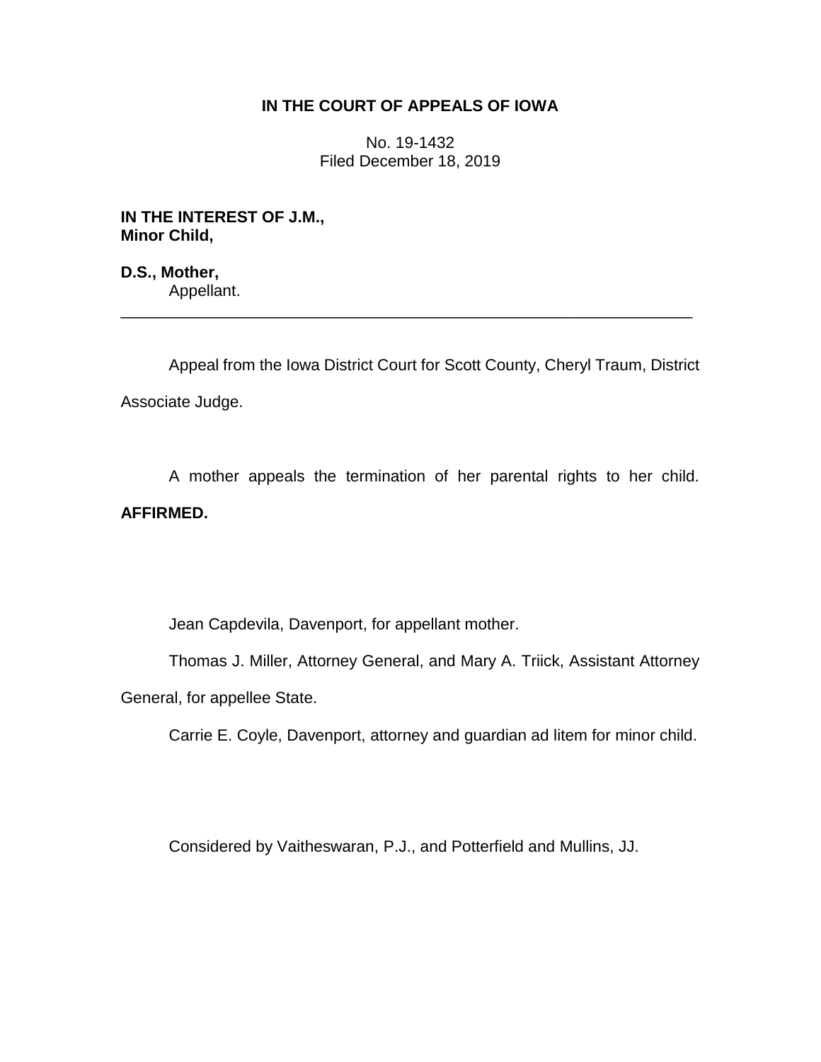**IN THE COURT OF APPEALS OF IOWA**

No. 19-1432
Filed December 18, 2019

**IN THE INTEREST OF J.M.,**
**Minor Child,**

**D.S., Mother,**
Appellant.

---

Appeal from the Iowa District Court for Scott County, Cheryl Traum, District Associate Judge.

A mother appeals the termination of her parental rights to her child. **AFFIRMED.**

Jean Capdevila, Davenport, for appellant mother.

Thomas J. Miller, Attorney General, and Mary A. Triick, Assistant Attorney General, for appellee State.

Carrie E. Coyle, Davenport, attorney and guardian ad litem for minor child.

Considered by Vaitheswaran, P.J., and Potterfield and Mullins, JJ.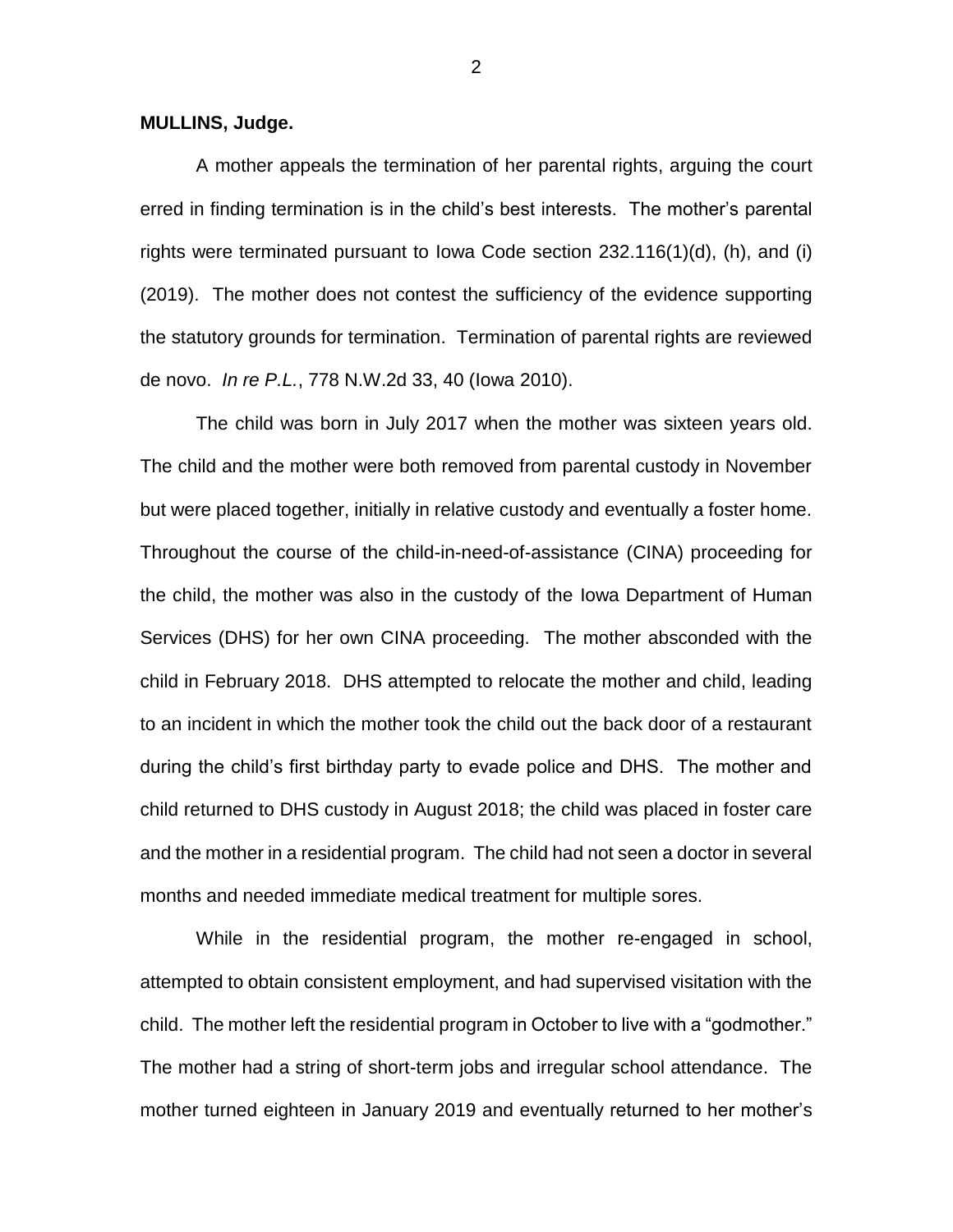**MULLINS, Judge.**

A mother appeals the termination of her parental rights, arguing the court erred in finding termination is in the child's best interests. The mother's parental rights were terminated pursuant to Iowa Code section 232.116(1)(d), (h), and (i) (2019). The mother does not contest the sufficiency of the evidence supporting the statutory grounds for termination. Termination of parental rights are reviewed de novo. *In re P.L.*, 778 N.W.2d 33, 40 (Iowa 2010).

The child was born in July 2017 when the mother was sixteen years old. The child and the mother were both removed from parental custody in November but were placed together, initially in relative custody and eventually a foster home. Throughout the course of the child-in-need-of-assistance (CINA) proceeding for the child, the mother was also in the custody of the Iowa Department of Human Services (DHS) for her own CINA proceeding. The mother absconded with the child in February 2018. DHS attempted to relocate the mother and child, leading to an incident in which the mother took the child out the back door of a restaurant during the child's first birthday party to evade police and DHS. The mother and child returned to DHS custody in August 2018; the child was placed in foster care and the mother in a residential program. The child had not seen a doctor in several months and needed immediate medical treatment for multiple sores.

While in the residential program, the mother re-engaged in school, attempted to obtain consistent employment, and had supervised visitation with the child. The mother left the residential program in October to live with a "godmother." The mother had a string of short-term jobs and irregular school attendance. The mother turned eighteen in January 2019 and eventually returned to her mother's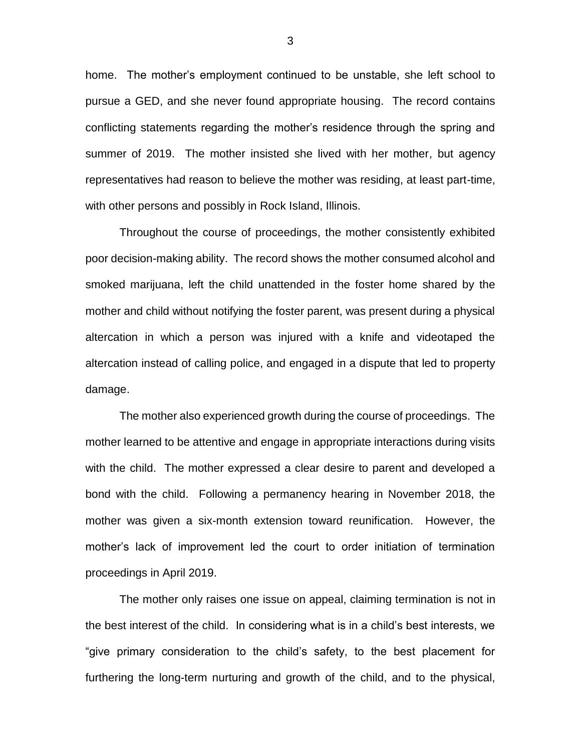home. The mother's employment continued to be unstable, she left school to pursue a GED, and she never found appropriate housing. The record contains conflicting statements regarding the mother's residence through the spring and summer of 2019. The mother insisted she lived with her mother, but agency representatives had reason to believe the mother was residing, at least part-time, with other persons and possibly in Rock Island, Illinois.

Throughout the course of proceedings, the mother consistently exhibited poor decision-making ability. The record shows the mother consumed alcohol and smoked marijuana, left the child unattended in the foster home shared by the mother and child without notifying the foster parent, was present during a physical altercation in which a person was injured with a knife and videotaped the altercation instead of calling police, and engaged in a dispute that led to property damage.

The mother also experienced growth during the course of proceedings. The mother learned to be attentive and engage in appropriate interactions during visits with the child. The mother expressed a clear desire to parent and developed a bond with the child. Following a permanency hearing in November 2018, the mother was given a six-month extension toward reunification. However, the mother's lack of improvement led the court to order initiation of termination proceedings in April 2019.

The mother only raises one issue on appeal, claiming termination is not in the best interest of the child. In considering what is in a child's best interests, we "give primary consideration to the child's safety, to the best placement for furthering the long-term nurturing and growth of the child, and to the physical,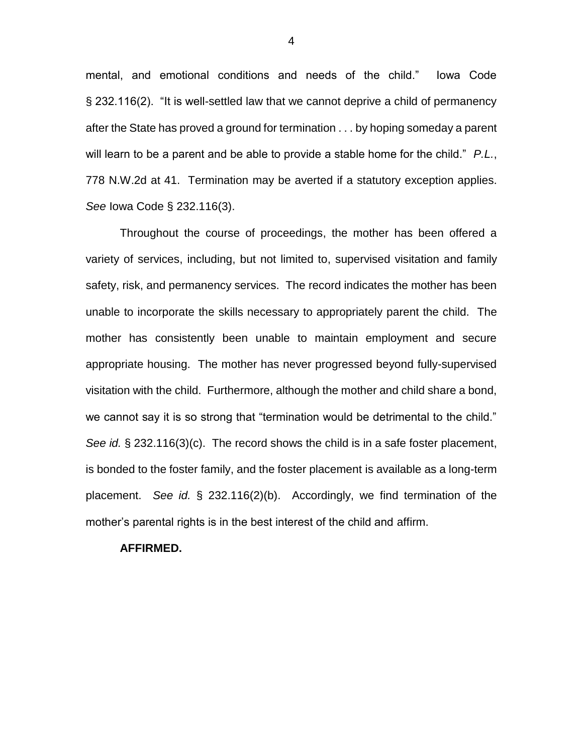mental, and emotional conditions and needs of the child." Iowa Code § 232.116(2). "It is well-settled law that we cannot deprive a child of permanency after the State has proved a ground for termination . . . by hoping someday a parent will learn to be a parent and be able to provide a stable home for the child." *P.L.*, 778 N.W.2d at 41. Termination may be averted if a statutory exception applies. *See* Iowa Code § 232.116(3).

Throughout the course of proceedings, the mother has been offered a variety of services, including, but not limited to, supervised visitation and family safety, risk, and permanency services. The record indicates the mother has been unable to incorporate the skills necessary to appropriately parent the child. The mother has consistently been unable to maintain employment and secure appropriate housing. The mother has never progressed beyond fully-supervised visitation with the child. Furthermore, although the mother and child share a bond, we cannot say it is so strong that "termination would be detrimental to the child." *See id.* § 232.116(3)(c). The record shows the child is in a safe foster placement, is bonded to the foster family, and the foster placement is available as a long-term placement. *See id.* § 232.116(2)(b). Accordingly, we find termination of the mother's parental rights is in the best interest of the child and affirm.

**AFFIRMED.**